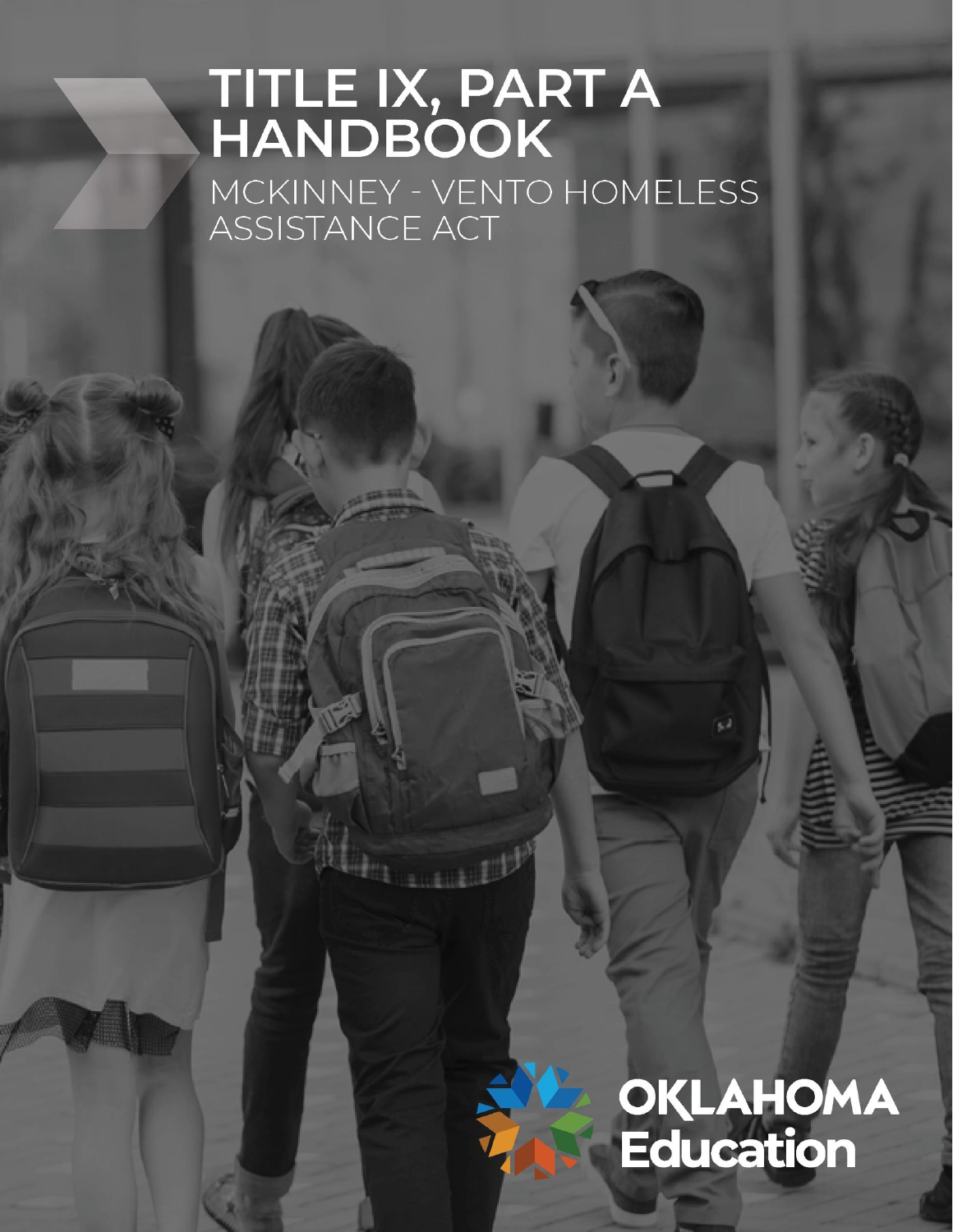# TITLE IX, PART A HANDBOOK

## MCKINNEY - VENTO HOMELESS ASSISTANCE ACT

OKLAHOMA Education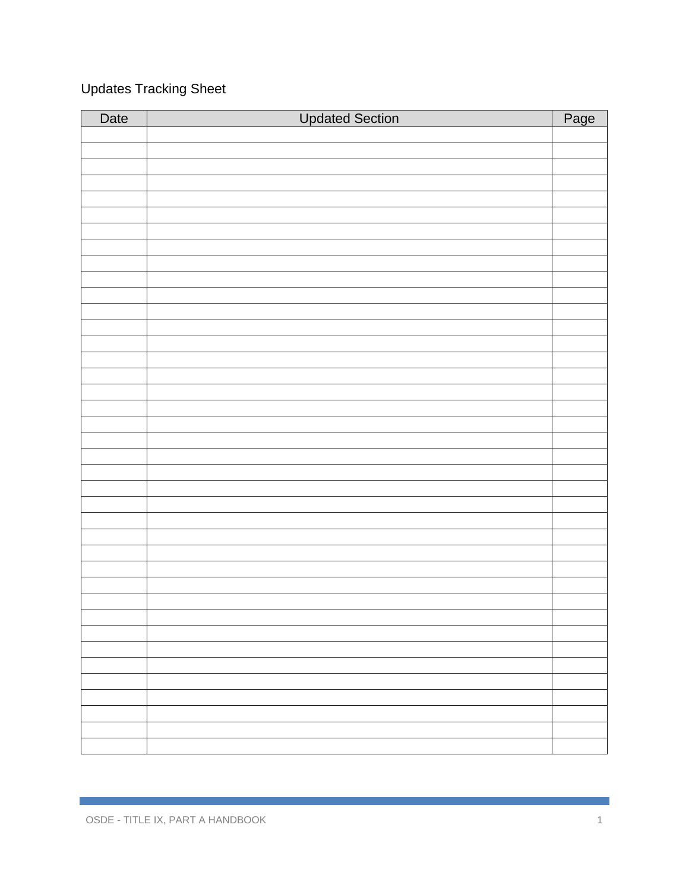Updates Tracking Sheet

| Date | Updated Section | Page |
|---|---|---|
| | | |
| | | |
| | | |
| | | |
| | | |
| | | |
| | | |
| | | |
| | | |
| | | |
| | | |
| | | |
| | | |
| | | |
| | | |
| | | |
| | | |
| | | |
| | | |
| | | |
| | | |
| | | |
| | | |
| | | |
| | | |
| | | |
| | | |
| | | |
| | | |
| | | |
| | | |
| | | |
| | | |
| | | |
| | | |
| | | |
| | | |
| | | |
| | | |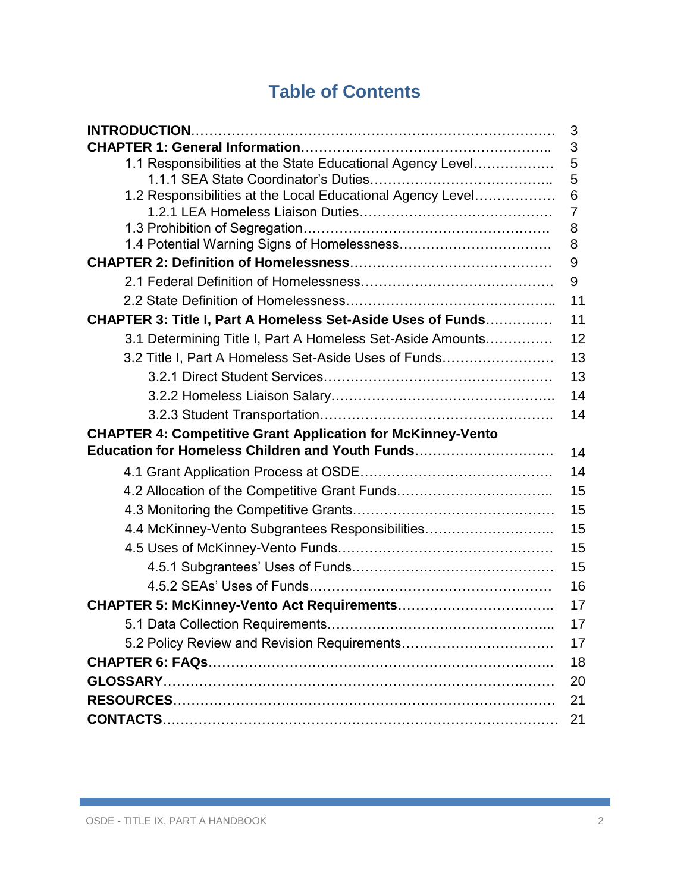# Table of Contents

| | |
|---|---|
| **INTRODUCTION** | 3 |
| **CHAPTER 1: General Information** | 3 |
| 1.1 Responsibilities at the State Educational Agency Level | 5 |
| 1.1.1 SEA State Coordinator's Duties | 5 |
| 1.2 Responsibilities at the Local Educational Agency Level | 6 |
| 1.2.1 LEA Homeless Liaison Duties | 7 |
| 1.3 Prohibition of Segregation | 8 |
| 1.4 Potential Warning Signs of Homelessness | 8 |
| **CHAPTER 2: Definition of Homelessness** | 9 |
| 2.1 Federal Definition of Homelessness | 9 |
| 2.2 State Definition of Homelessness | 11 |
| **CHAPTER 3: Title I, Part A Homeless Set-Aside Uses of Funds** | 11 |
| 3.1 Determining Title I, Part A Homeless Set-Aside Amounts | 12 |
| 3.2 Title I, Part A Homeless Set-Aside Uses of Funds | 13 |
| 3.2.1 Direct Student Services | 13 |
| 3.2.2 Homeless Liaison Salary | 14 |
| 3.2.3 Student Transportation | 14 |
| **CHAPTER 4: Competitive Grant Application for McKinney-Vento Education for Homeless Children and Youth Funds** | 14 |
| 4.1 Grant Application Process at OSDE | 14 |
| 4.2 Allocation of the Competitive Grant Funds | 15 |
| 4.3 Monitoring the Competitive Grants | 15 |
| 4.4 McKinney-Vento Subgrantees Responsibilities | 15 |
| 4.5 Uses of McKinney-Vento Funds | 15 |
| 4.5.1 Subgrantees' Uses of Funds | 15 |
| 4.5.2 SEAs' Uses of Funds | 16 |
| **CHAPTER 5: McKinney-Vento Act Requirements** | 17 |
| 5.1 Data Collection Requirements | 17 |
| 5.2 Policy Review and Revision Requirements | 17 |
| **CHAPTER 6: FAQs** | 18 |
| **GLOSSARY** | 20 |
| **RESOURCES** | 21 |
| **CONTACTS** | 21 |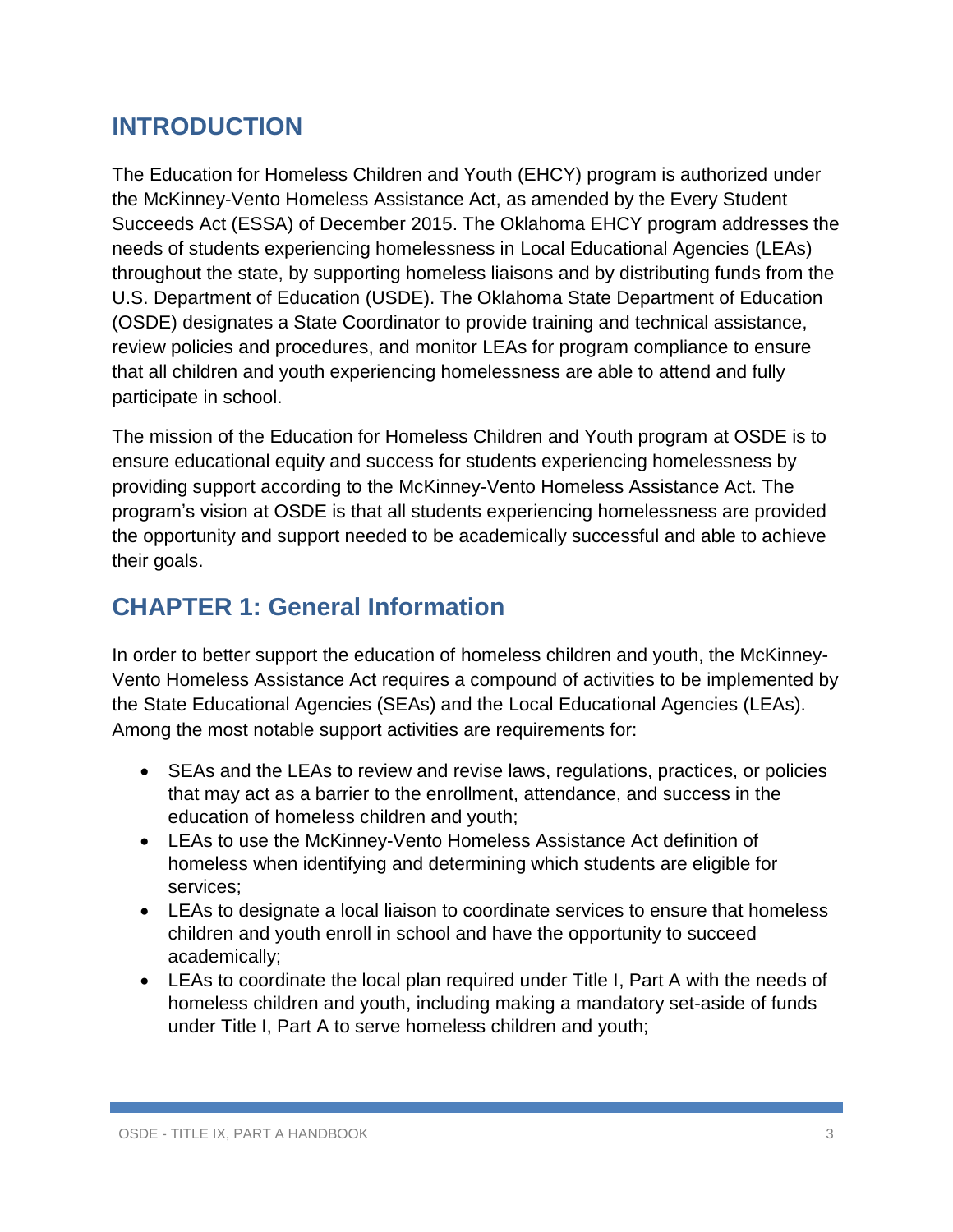## INTRODUCTION

The Education for Homeless Children and Youth (EHCY) program is authorized under the McKinney-Vento Homeless Assistance Act, as amended by the Every Student Succeeds Act (ESSA) of December 2015. The Oklahoma EHCY program addresses the needs of students experiencing homelessness in Local Educational Agencies (LEAs) throughout the state, by supporting homeless liaisons and by distributing funds from the U.S. Department of Education (USDE). The Oklahoma State Department of Education (OSDE) designates a State Coordinator to provide training and technical assistance, review policies and procedures, and monitor LEAs for program compliance to ensure that all children and youth experiencing homelessness are able to attend and fully participate in school.

The mission of the Education for Homeless Children and Youth program at OSDE is to ensure educational equity and success for students experiencing homelessness by providing support according to the McKinney-Vento Homeless Assistance Act. The program's vision at OSDE is that all students experiencing homelessness are provided the opportunity and support needed to be academically successful and able to achieve their goals.

## CHAPTER 1: General Information

In order to better support the education of homeless children and youth, the McKinney-Vento Homeless Assistance Act requires a compound of activities to be implemented by the State Educational Agencies (SEAs) and the Local Educational Agencies (LEAs). Among the most notable support activities are requirements for:

- SEAs and the LEAs to review and revise laws, regulations, practices, or policies that may act as a barrier to the enrollment, attendance, and success in the education of homeless children and youth;
- LEAs to use the McKinney-Vento Homeless Assistance Act definition of homeless when identifying and determining which students are eligible for services;
- LEAs to designate a local liaison to coordinate services to ensure that homeless children and youth enroll in school and have the opportunity to succeed academically;
- LEAs to coordinate the local plan required under Title I, Part A with the needs of homeless children and youth, including making a mandatory set-aside of funds under Title I, Part A to serve homeless children and youth;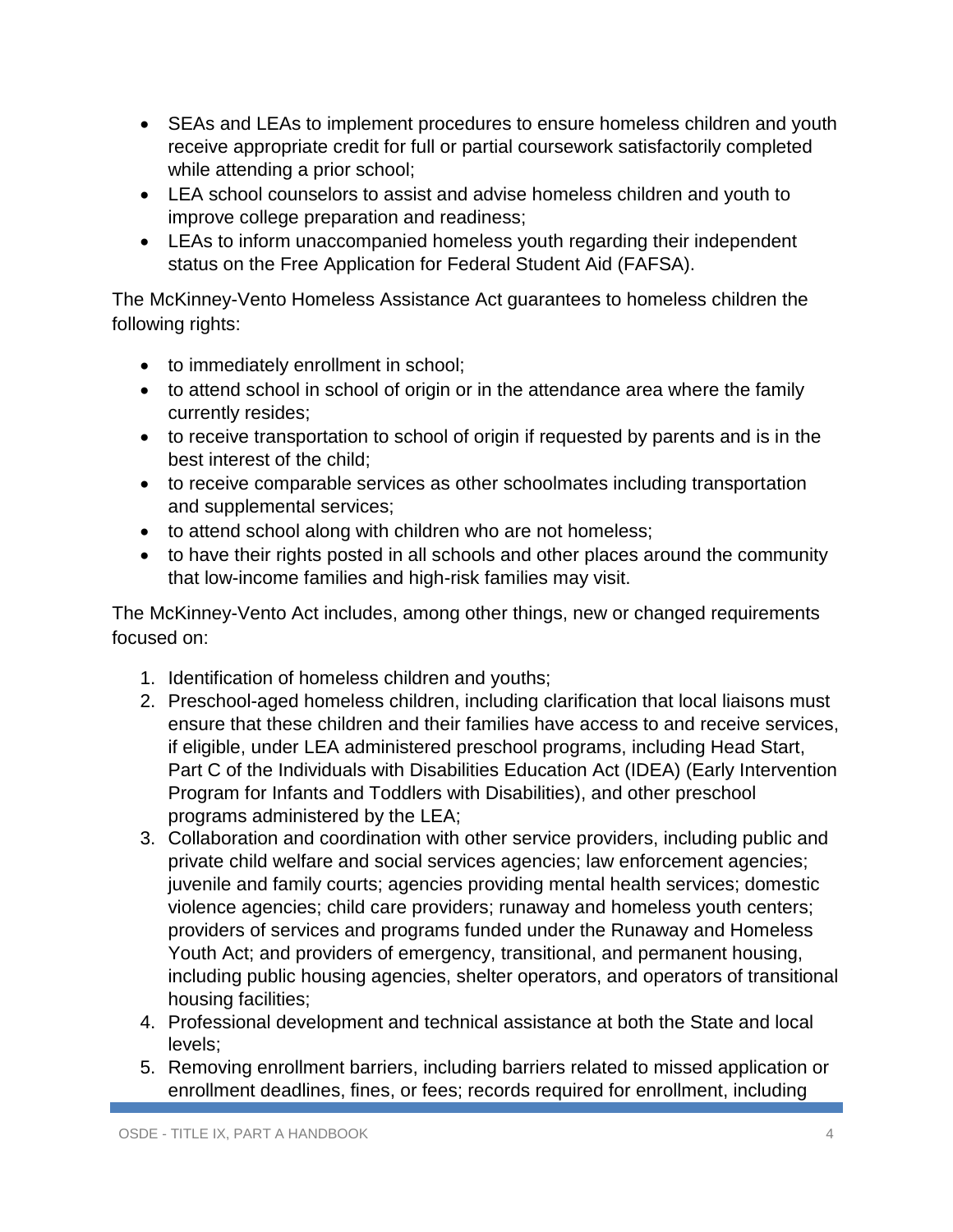- SEAs and LEAs to implement procedures to ensure homeless children and youth receive appropriate credit for full or partial coursework satisfactorily completed while attending a prior school;
- LEA school counselors to assist and advise homeless children and youth to improve college preparation and readiness;
- LEAs to inform unaccompanied homeless youth regarding their independent status on the Free Application for Federal Student Aid (FAFSA).

The McKinney-Vento Homeless Assistance Act guarantees to homeless children the following rights:

- to immediately enrollment in school;
- to attend school in school of origin or in the attendance area where the family currently resides;
- to receive transportation to school of origin if requested by parents and is in the best interest of the child;
- to receive comparable services as other schoolmates including transportation and supplemental services;
- to attend school along with children who are not homeless;
- to have their rights posted in all schools and other places around the community that low-income families and high-risk families may visit.

The McKinney-Vento Act includes, among other things, new or changed requirements focused on:

1. Identification of homeless children and youths;
2. Preschool-aged homeless children, including clarification that local liaisons must ensure that these children and their families have access to and receive services, if eligible, under LEA administered preschool programs, including Head Start, Part C of the Individuals with Disabilities Education Act (IDEA) (Early Intervention Program for Infants and Toddlers with Disabilities), and other preschool programs administered by the LEA;
3. Collaboration and coordination with other service providers, including public and private child welfare and social services agencies; law enforcement agencies; juvenile and family courts; agencies providing mental health services; domestic violence agencies; child care providers; runaway and homeless youth centers; providers of services and programs funded under the Runaway and Homeless Youth Act; and providers of emergency, transitional, and permanent housing, including public housing agencies, shelter operators, and operators of transitional housing facilities;
4. Professional development and technical assistance at both the State and local levels;
5. Removing enrollment barriers, including barriers related to missed application or enrollment deadlines, fines, or fees; records required for enrollment, including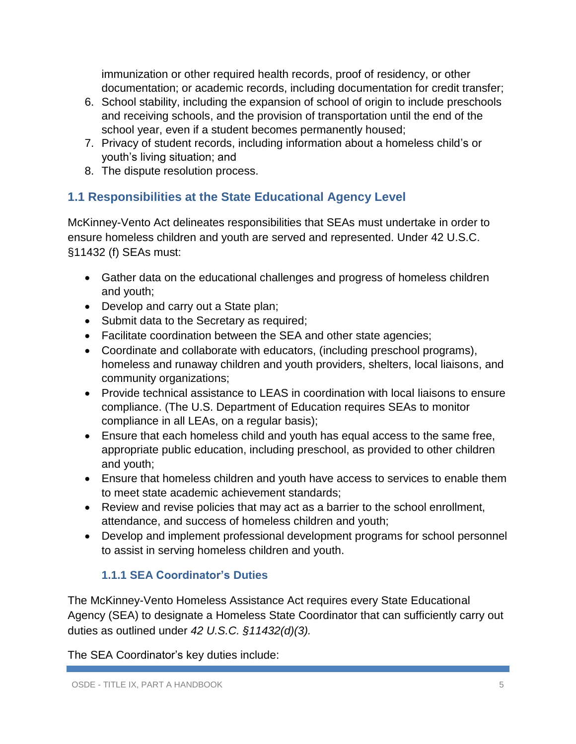immunization or other required health records, proof of residency, or other documentation; or academic records, including documentation for credit transfer;

6. School stability, including the expansion of school of origin to include preschools and receiving schools, and the provision of transportation until the end of the school year, even if a student becomes permanently housed;
7. Privacy of student records, including information about a homeless child's or youth's living situation; and
8. The dispute resolution process.

## 1.1 Responsibilities at the State Educational Agency Level

McKinney-Vento Act delineates responsibilities that SEAs must undertake in order to ensure homeless children and youth are served and represented. Under 42 U.S.C. §11432 (f) SEAs must:

- Gather data on the educational challenges and progress of homeless children and youth;
- Develop and carry out a State plan;
- Submit data to the Secretary as required;
- Facilitate coordination between the SEA and other state agencies;
- Coordinate and collaborate with educators, (including preschool programs), homeless and runaway children and youth providers, shelters, local liaisons, and community organizations;
- Provide technical assistance to LEAS in coordination with local liaisons to ensure compliance. (The U.S. Department of Education requires SEAs to monitor compliance in all LEAs, on a regular basis);
- Ensure that each homeless child and youth has equal access to the same free, appropriate public education, including preschool, as provided to other children and youth;
- Ensure that homeless children and youth have access to services to enable them to meet state academic achievement standards;
- Review and revise policies that may act as a barrier to the school enrollment, attendance, and success of homeless children and youth;
- Develop and implement professional development programs for school personnel to assist in serving homeless children and youth.

### 1.1.1 SEA Coordinator's Duties

The McKinney-Vento Homeless Assistance Act requires every State Educational Agency (SEA) to designate a Homeless State Coordinator that can sufficiently carry out duties as outlined under *42 U.S.C. §11432(d)(3).*

The SEA Coordinator's key duties include: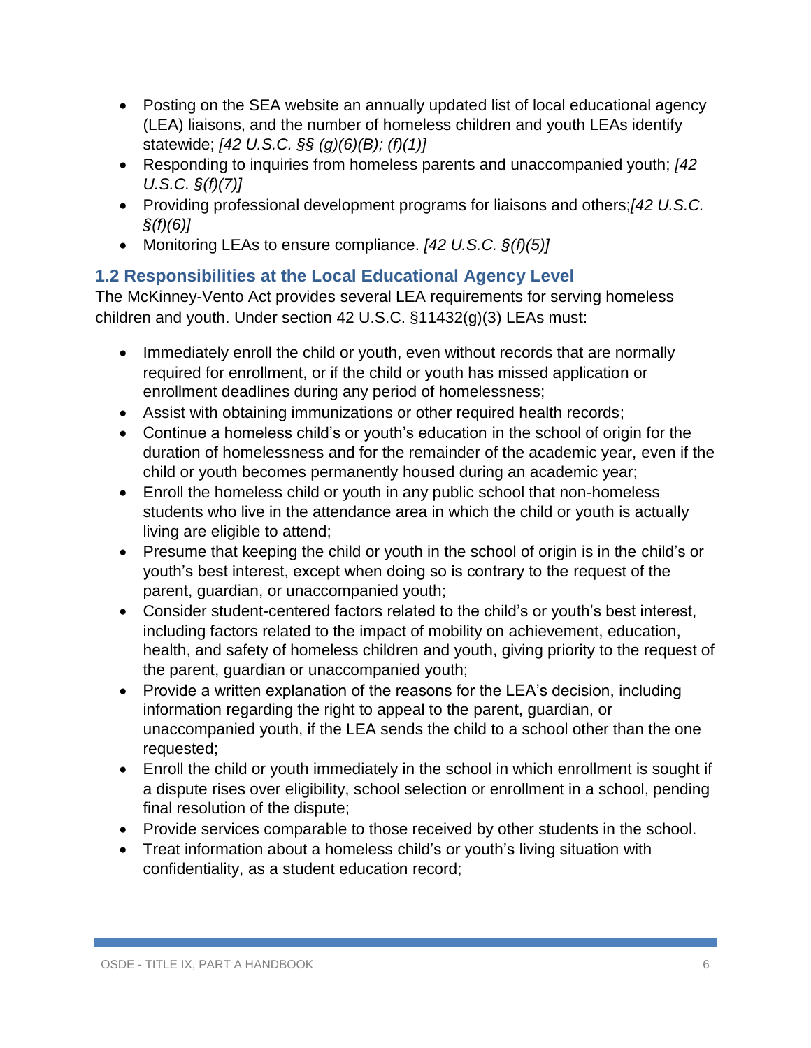- Posting on the SEA website an annually updated list of local educational agency (LEA) liaisons, and the number of homeless children and youth LEAs identify statewide; *[42 U.S.C. §§ (g)(6)(B); (f)(1)]*
- Responding to inquiries from homeless parents and unaccompanied youth; *[42 U.S.C. §(f)(7)]*
- Providing professional development programs for liaisons and others;*[42 U.S.C. §(f)(6)]*
- Monitoring LEAs to ensure compliance. *[42 U.S.C. §(f)(5)]*

### 1.2 Responsibilities at the Local Educational Agency Level

The McKinney-Vento Act provides several LEA requirements for serving homeless children and youth. Under section 42 U.S.C. §11432(g)(3) LEAs must:

- Immediately enroll the child or youth, even without records that are normally required for enrollment, or if the child or youth has missed application or enrollment deadlines during any period of homelessness;
- Assist with obtaining immunizations or other required health records;
- Continue a homeless child's or youth's education in the school of origin for the duration of homelessness and for the remainder of the academic year, even if the child or youth becomes permanently housed during an academic year;
- Enroll the homeless child or youth in any public school that non-homeless students who live in the attendance area in which the child or youth is actually living are eligible to attend;
- Presume that keeping the child or youth in the school of origin is in the child's or youth's best interest, except when doing so is contrary to the request of the parent, guardian, or unaccompanied youth;
- Consider student-centered factors related to the child's or youth's best interest, including factors related to the impact of mobility on achievement, education, health, and safety of homeless children and youth, giving priority to the request of the parent, guardian or unaccompanied youth;
- Provide a written explanation of the reasons for the LEA's decision, including information regarding the right to appeal to the parent, guardian, or unaccompanied youth, if the LEA sends the child to a school other than the one requested;
- Enroll the child or youth immediately in the school in which enrollment is sought if a dispute rises over eligibility, school selection or enrollment in a school, pending final resolution of the dispute;
- Provide services comparable to those received by other students in the school.
- Treat information about a homeless child's or youth's living situation with confidentiality, as a student education record;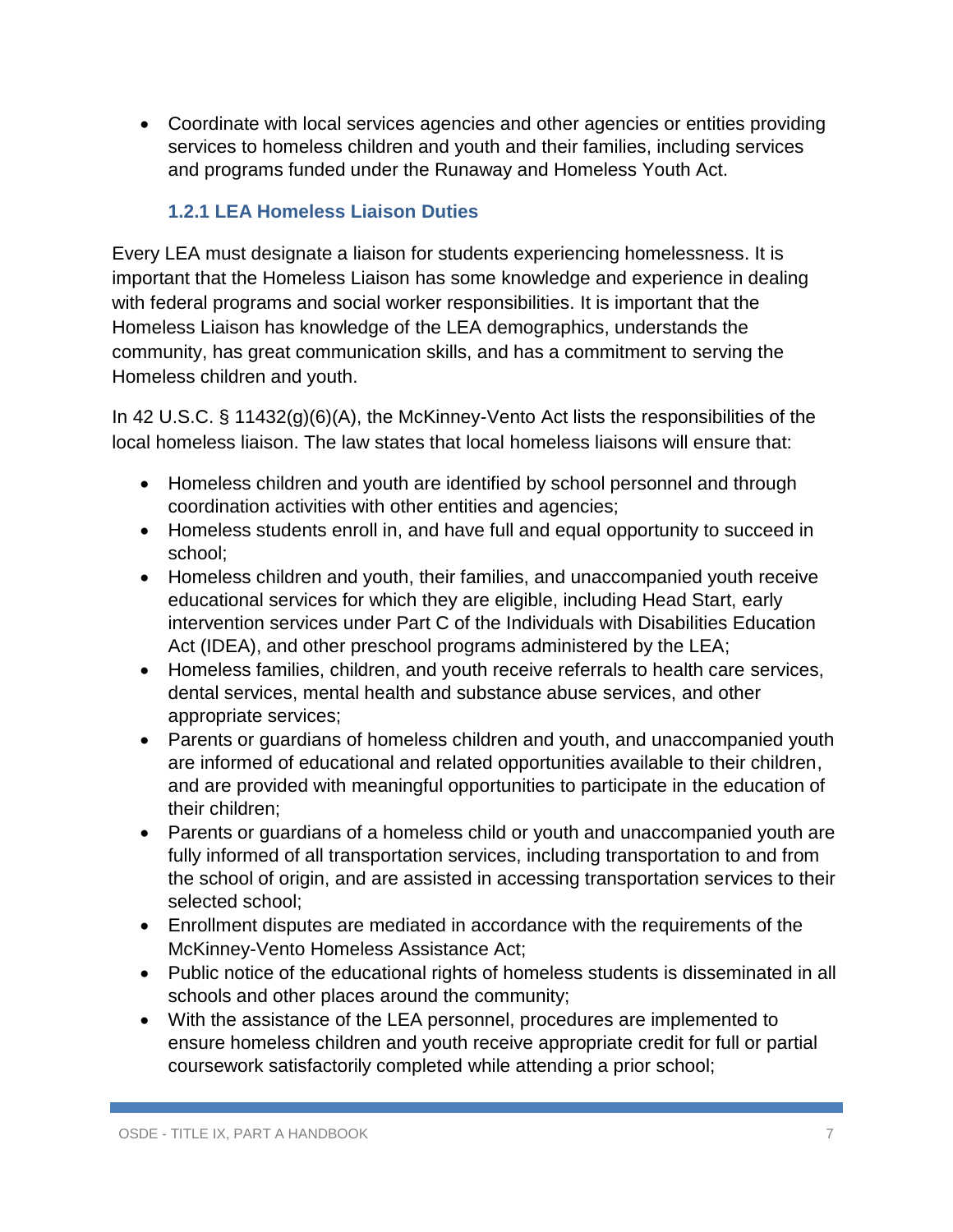- Coordinate with local services agencies and other agencies or entities providing services to homeless children and youth and their families, including services and programs funded under the Runaway and Homeless Youth Act.

### 1.2.1 LEA Homeless Liaison Duties

Every LEA must designate a liaison for students experiencing homelessness. It is important that the Homeless Liaison has some knowledge and experience in dealing with federal programs and social worker responsibilities. It is important that the Homeless Liaison has knowledge of the LEA demographics, understands the community, has great communication skills, and has a commitment to serving the Homeless children and youth.

In 42 U.S.C. § 11432(g)(6)(A), the McKinney-Vento Act lists the responsibilities of the local homeless liaison. The law states that local homeless liaisons will ensure that:

- Homeless children and youth are identified by school personnel and through coordination activities with other entities and agencies;
- Homeless students enroll in, and have full and equal opportunity to succeed in school;
- Homeless children and youth, their families, and unaccompanied youth receive educational services for which they are eligible, including Head Start, early intervention services under Part C of the Individuals with Disabilities Education Act (IDEA), and other preschool programs administered by the LEA;
- Homeless families, children, and youth receive referrals to health care services, dental services, mental health and substance abuse services, and other appropriate services;
- Parents or guardians of homeless children and youth, and unaccompanied youth are informed of educational and related opportunities available to their children, and are provided with meaningful opportunities to participate in the education of their children;
- Parents or guardians of a homeless child or youth and unaccompanied youth are fully informed of all transportation services, including transportation to and from the school of origin, and are assisted in accessing transportation services to their selected school;
- Enrollment disputes are mediated in accordance with the requirements of the McKinney-Vento Homeless Assistance Act;
- Public notice of the educational rights of homeless students is disseminated in all schools and other places around the community;
- With the assistance of the LEA personnel, procedures are implemented to ensure homeless children and youth receive appropriate credit for full or partial coursework satisfactorily completed while attending a prior school;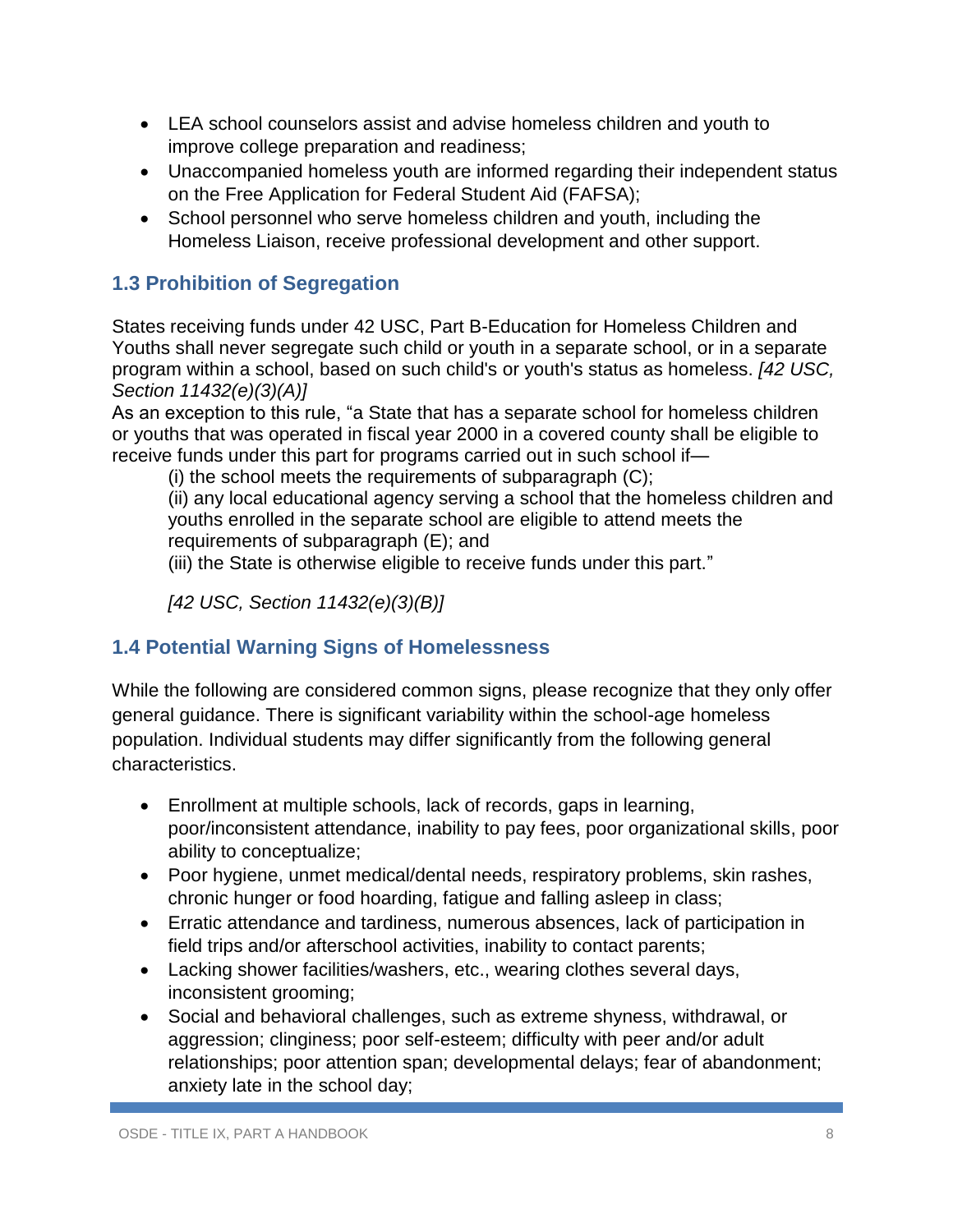- LEA school counselors assist and advise homeless children and youth to improve college preparation and readiness;
- Unaccompanied homeless youth are informed regarding their independent status on the Free Application for Federal Student Aid (FAFSA);
- School personnel who serve homeless children and youth, including the Homeless Liaison, receive professional development and other support.

### 1.3 Prohibition of Segregation

States receiving funds under 42 USC, Part B-Education for Homeless Children and Youths shall never segregate such child or youth in a separate school, or in a separate program within a school, based on such child's or youth's status as homeless. *[42 USC, Section 11432(e)(3)(A)]*

As an exception to this rule, "a State that has a separate school for homeless children or youths that was operated in fiscal year 2000 in a covered county shall be eligible to receive funds under this part for programs carried out in such school if—

> (i) the school meets the requirements of subparagraph (C);
>
> (ii) any local educational agency serving a school that the homeless children and youths enrolled in the separate school are eligible to attend meets the requirements of subparagraph (E); and
>
> (iii) the State is otherwise eligible to receive funds under this part."
>
> *[42 USC, Section 11432(e)(3)(B)]*

### 1.4 Potential Warning Signs of Homelessness

While the following are considered common signs, please recognize that they only offer general guidance. There is significant variability within the school-age homeless population. Individual students may differ significantly from the following general characteristics.

- Enrollment at multiple schools, lack of records, gaps in learning, poor/inconsistent attendance, inability to pay fees, poor organizational skills, poor ability to conceptualize;
- Poor hygiene, unmet medical/dental needs, respiratory problems, skin rashes, chronic hunger or food hoarding, fatigue and falling asleep in class;
- Erratic attendance and tardiness, numerous absences, lack of participation in field trips and/or afterschool activities, inability to contact parents;
- Lacking shower facilities/washers, etc., wearing clothes several days, inconsistent grooming;
- Social and behavioral challenges, such as extreme shyness, withdrawal, or aggression; clinginess; poor self-esteem; difficulty with peer and/or adult relationships; poor attention span; developmental delays; fear of abandonment; anxiety late in the school day;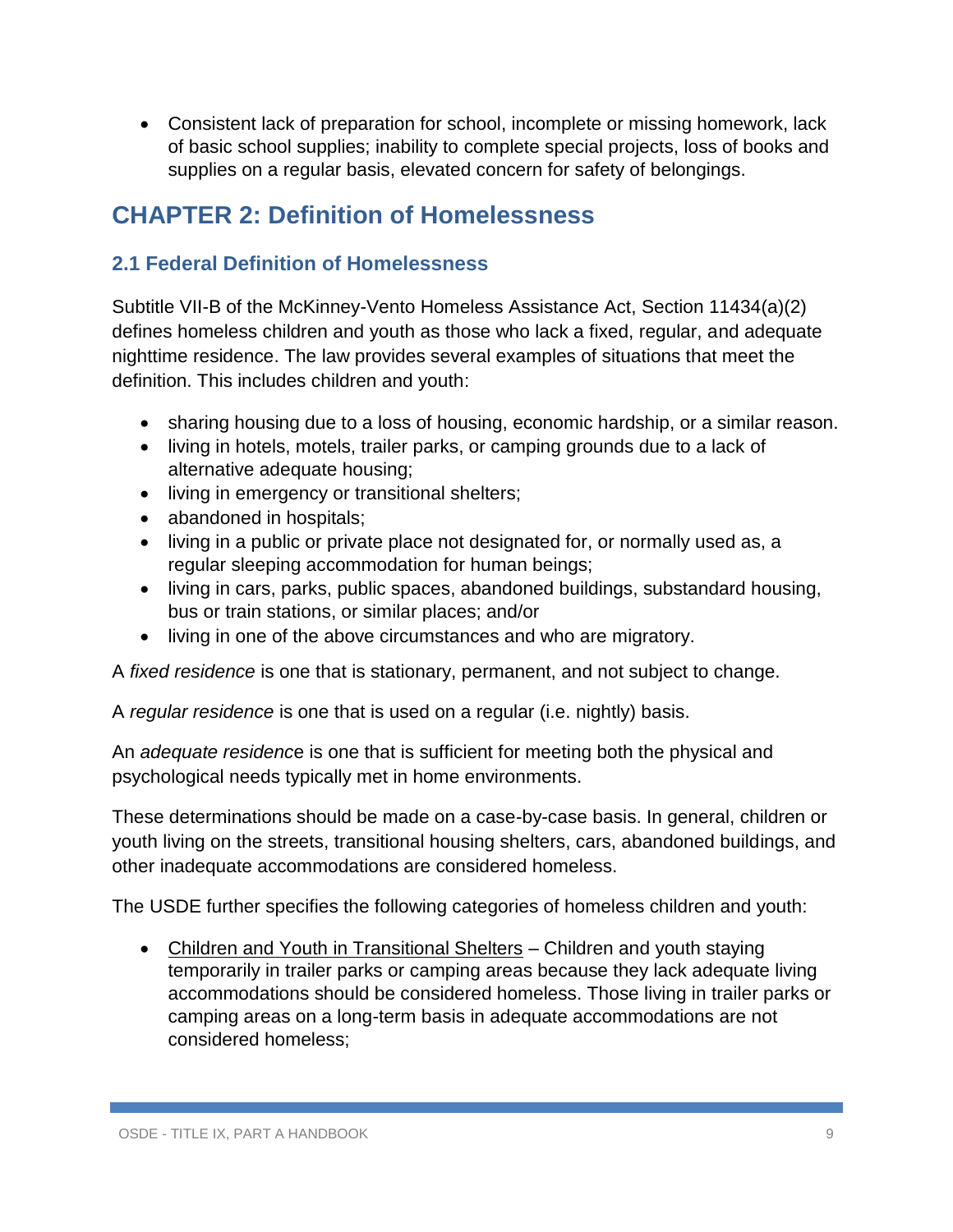- Consistent lack of preparation for school, incomplete or missing homework, lack of basic school supplies; inability to complete special projects, loss of books and supplies on a regular basis, elevated concern for safety of belongings.

# CHAPTER 2: Definition of Homelessness

## 2.1 Federal Definition of Homelessness

Subtitle VII-B of the McKinney-Vento Homeless Assistance Act, Section 11434(a)(2) defines homeless children and youth as those who lack a fixed, regular, and adequate nighttime residence. The law provides several examples of situations that meet the definition. This includes children and youth:

- sharing housing due to a loss of housing, economic hardship, or a similar reason.
- living in hotels, motels, trailer parks, or camping grounds due to a lack of alternative adequate housing;
- living in emergency or transitional shelters;
- abandoned in hospitals;
- living in a public or private place not designated for, or normally used as, a regular sleeping accommodation for human beings;
- living in cars, parks, public spaces, abandoned buildings, substandard housing, bus or train stations, or similar places; and/or
- living in one of the above circumstances and who are migratory.

A *fixed residence* is one that is stationary, permanent, and not subject to change.

A *regular residence* is one that is used on a regular (i.e. nightly) basis.

An *adequate residence* is one that is sufficient for meeting both the physical and psychological needs typically met in home environments.

These determinations should be made on a case-by-case basis. In general, children or youth living on the streets, transitional housing shelters, cars, abandoned buildings, and other inadequate accommodations are considered homeless.

The USDE further specifies the following categories of homeless children and youth:

- <u>Children and Youth in Transitional Shelters</u> – Children and youth staying temporarily in trailer parks or camping areas because they lack adequate living accommodations should be considered homeless. Those living in trailer parks or camping areas on a long-term basis in adequate accommodations are not considered homeless;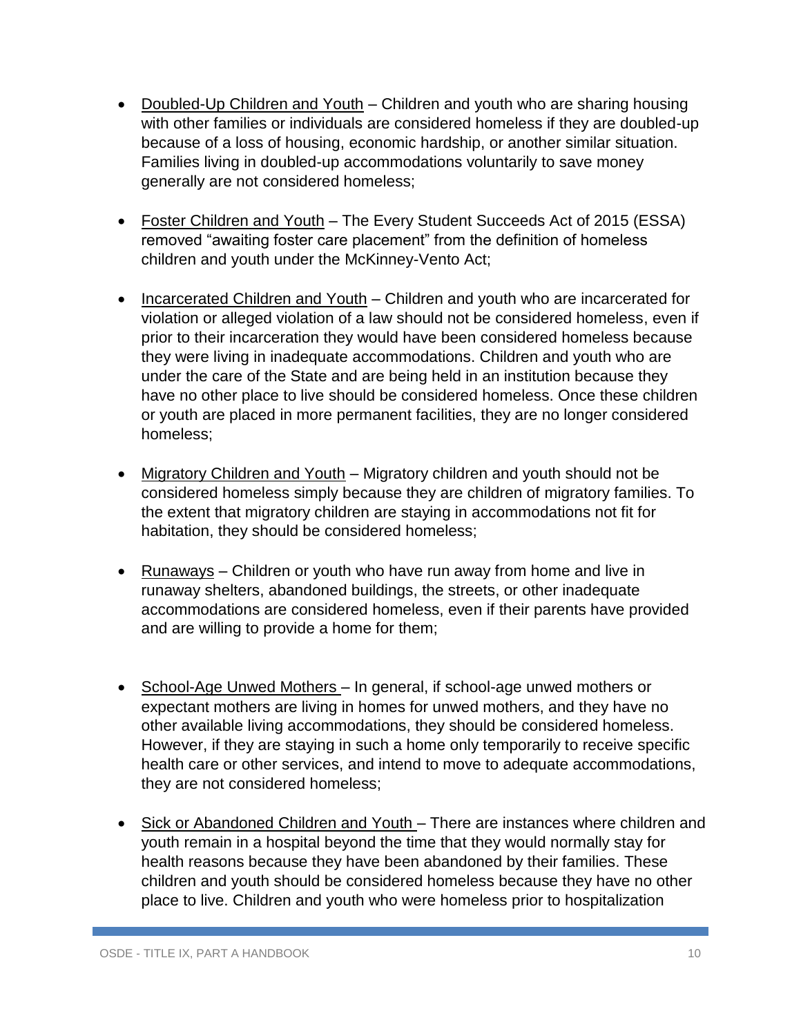- Doubled-Up Children and Youth – Children and youth who are sharing housing with other families or individuals are considered homeless if they are doubled-up because of a loss of housing, economic hardship, or another similar situation. Families living in doubled-up accommodations voluntarily to save money generally are not considered homeless;

- Foster Children and Youth – The Every Student Succeeds Act of 2015 (ESSA) removed "awaiting foster care placement" from the definition of homeless children and youth under the McKinney-Vento Act;

- Incarcerated Children and Youth – Children and youth who are incarcerated for violation or alleged violation of a law should not be considered homeless, even if prior to their incarceration they would have been considered homeless because they were living in inadequate accommodations. Children and youth who are under the care of the State and are being held in an institution because they have no other place to live should be considered homeless. Once these children or youth are placed in more permanent facilities, they are no longer considered homeless;

- Migratory Children and Youth – Migratory children and youth should not be considered homeless simply because they are children of migratory families. To the extent that migratory children are staying in accommodations not fit for habitation, they should be considered homeless;

- Runaways – Children or youth who have run away from home and live in runaway shelters, abandoned buildings, the streets, or other inadequate accommodations are considered homeless, even if their parents have provided and are willing to provide a home for them;

- School-Age Unwed Mothers – In general, if school-age unwed mothers or expectant mothers are living in homes for unwed mothers, and they have no other available living accommodations, they should be considered homeless. However, if they are staying in such a home only temporarily to receive specific health care or other services, and intend to move to adequate accommodations, they are not considered homeless;

- Sick or Abandoned Children and Youth – There are instances where children and youth remain in a hospital beyond the time that they would normally stay for health reasons because they have been abandoned by their families. These children and youth should be considered homeless because they have no other place to live. Children and youth who were homeless prior to hospitalization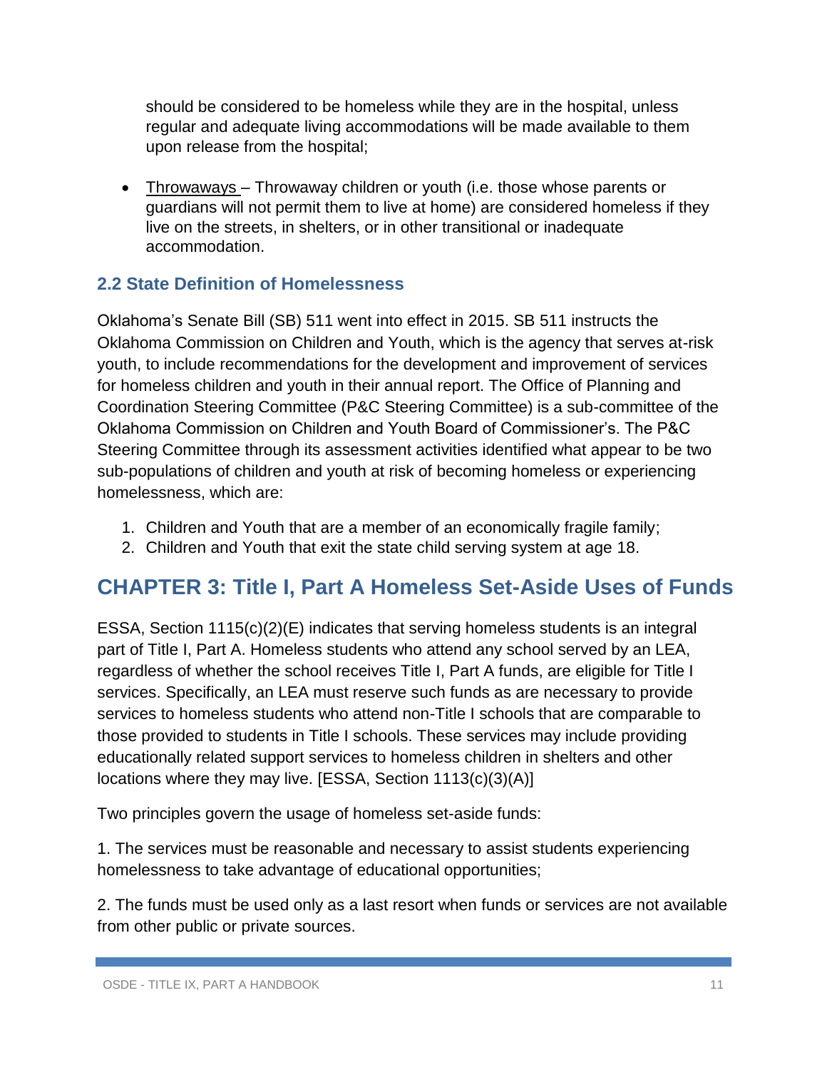should be considered to be homeless while they are in the hospital, unless regular and adequate living accommodations will be made available to them upon release from the hospital;

- Throwaways – Throwaway children or youth (i.e. those whose parents or guardians will not permit them to live at home) are considered homeless if they live on the streets, in shelters, or in other transitional or inadequate accommodation.

### 2.2 State Definition of Homelessness

Oklahoma's Senate Bill (SB) 511 went into effect in 2015. SB 511 instructs the Oklahoma Commission on Children and Youth, which is the agency that serves at-risk youth, to include recommendations for the development and improvement of services for homeless children and youth in their annual report. The Office of Planning and Coordination Steering Committee (P&C Steering Committee) is a sub-committee of the Oklahoma Commission on Children and Youth Board of Commissioner's. The P&C Steering Committee through its assessment activities identified what appear to be two sub-populations of children and youth at risk of becoming homeless or experiencing homelessness, which are:

1. Children and Youth that are a member of an economically fragile family;
2. Children and Youth that exit the state child serving system at age 18.

## CHAPTER 3: Title I, Part A Homeless Set-Aside Uses of Funds

ESSA, Section 1115(c)(2)(E) indicates that serving homeless students is an integral part of Title I, Part A. Homeless students who attend any school served by an LEA, regardless of whether the school receives Title I, Part A funds, are eligible for Title I services. Specifically, an LEA must reserve such funds as are necessary to provide services to homeless students who attend non-Title I schools that are comparable to those provided to students in Title I schools. These services may include providing educationally related support services to homeless children in shelters and other locations where they may live. [ESSA, Section 1113(c)(3)(A)]

Two principles govern the usage of homeless set-aside funds:

1. The services must be reasonable and necessary to assist students experiencing homelessness to take advantage of educational opportunities;

2. The funds must be used only as a last resort when funds or services are not available from other public or private sources.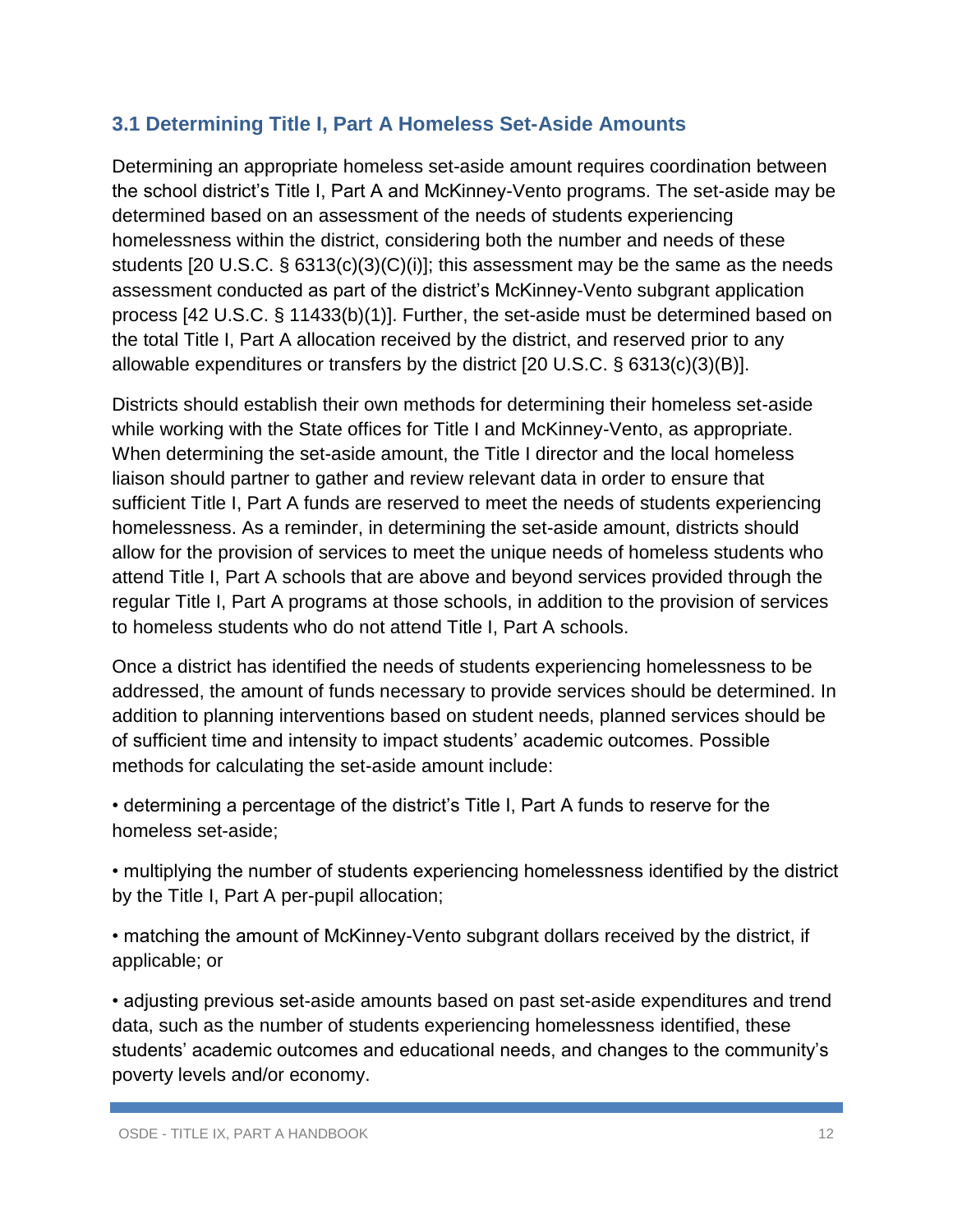### 3.1 Determining Title I, Part A Homeless Set-Aside Amounts

Determining an appropriate homeless set-aside amount requires coordination between the school district's Title I, Part A and McKinney-Vento programs. The set-aside may be determined based on an assessment of the needs of students experiencing homelessness within the district, considering both the number and needs of these students [20 U.S.C. § 6313(c)(3)(C)(i)]; this assessment may be the same as the needs assessment conducted as part of the district's McKinney-Vento subgrant application process [42 U.S.C. § 11433(b)(1)]. Further, the set-aside must be determined based on the total Title I, Part A allocation received by the district, and reserved prior to any allowable expenditures or transfers by the district [20 U.S.C. § 6313(c)(3)(B)].

Districts should establish their own methods for determining their homeless set-aside while working with the State offices for Title I and McKinney-Vento, as appropriate. When determining the set-aside amount, the Title I director and the local homeless liaison should partner to gather and review relevant data in order to ensure that sufficient Title I, Part A funds are reserved to meet the needs of students experiencing homelessness. As a reminder, in determining the set-aside amount, districts should allow for the provision of services to meet the unique needs of homeless students who attend Title I, Part A schools that are above and beyond services provided through the regular Title I, Part A programs at those schools, in addition to the provision of services to homeless students who do not attend Title I, Part A schools.

Once a district has identified the needs of students experiencing homelessness to be addressed, the amount of funds necessary to provide services should be determined. In addition to planning interventions based on student needs, planned services should be of sufficient time and intensity to impact students' academic outcomes. Possible methods for calculating the set-aside amount include:

- determining a percentage of the district's Title I, Part A funds to reserve for the homeless set-aside;
- multiplying the number of students experiencing homelessness identified by the district by the Title I, Part A per-pupil allocation;
- matching the amount of McKinney-Vento subgrant dollars received by the district, if applicable; or
- adjusting previous set-aside amounts based on past set-aside expenditures and trend data, such as the number of students experiencing homelessness identified, these students' academic outcomes and educational needs, and changes to the community's poverty levels and/or economy.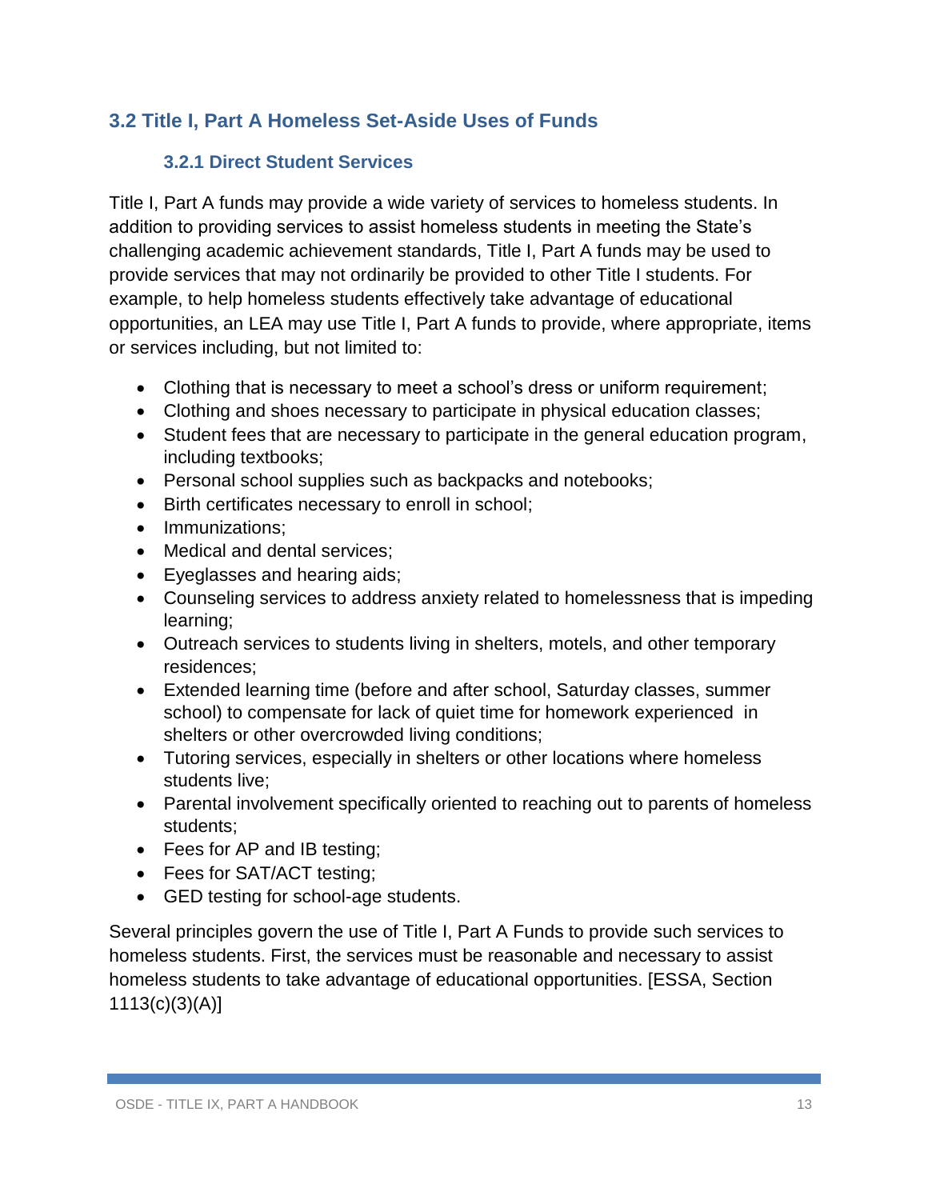## 3.2 Title I, Part A Homeless Set-Aside Uses of Funds

### 3.2.1 Direct Student Services

Title I, Part A funds may provide a wide variety of services to homeless students. In addition to providing services to assist homeless students in meeting the State's challenging academic achievement standards, Title I, Part A funds may be used to provide services that may not ordinarily be provided to other Title I students. For example, to help homeless students effectively take advantage of educational opportunities, an LEA may use Title I, Part A funds to provide, where appropriate, items or services including, but not limited to:

- Clothing that is necessary to meet a school's dress or uniform requirement;
- Clothing and shoes necessary to participate in physical education classes;
- Student fees that are necessary to participate in the general education program, including textbooks;
- Personal school supplies such as backpacks and notebooks;
- Birth certificates necessary to enroll in school;
- Immunizations;
- Medical and dental services;
- Eyeglasses and hearing aids;
- Counseling services to address anxiety related to homelessness that is impeding learning;
- Outreach services to students living in shelters, motels, and other temporary residences;
- Extended learning time (before and after school, Saturday classes, summer school) to compensate for lack of quiet time for homework experienced in shelters or other overcrowded living conditions;
- Tutoring services, especially in shelters or other locations where homeless students live;
- Parental involvement specifically oriented to reaching out to parents of homeless students;
- Fees for AP and IB testing;
- Fees for SAT/ACT testing;
- GED testing for school-age students.

Several principles govern the use of Title I, Part A Funds to provide such services to homeless students. First, the services must be reasonable and necessary to assist homeless students to take advantage of educational opportunities. [ESSA, Section 1113(c)(3)(A)]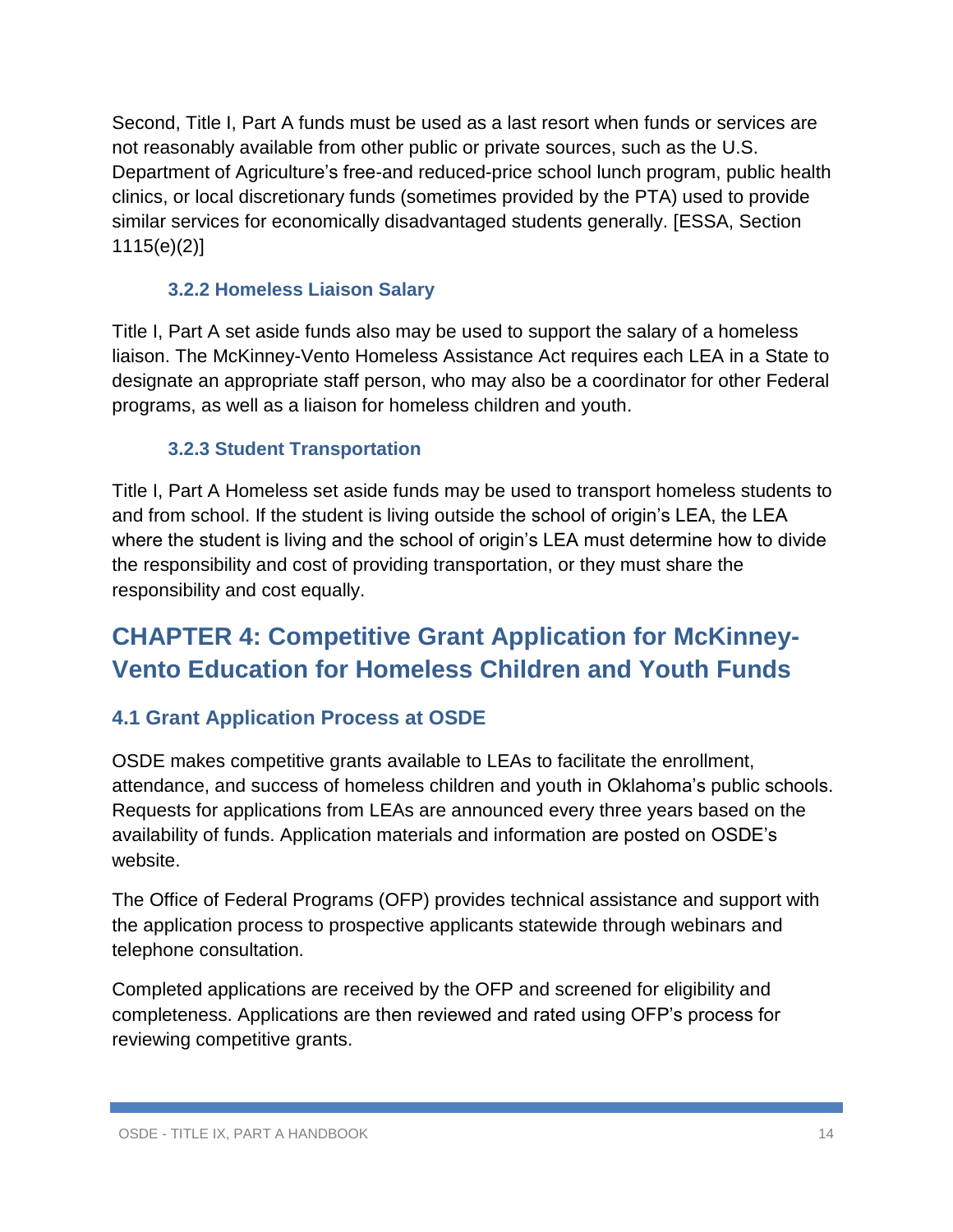Second, Title I, Part A funds must be used as a last resort when funds or services are not reasonably available from other public or private sources, such as the U.S. Department of Agriculture's free-and reduced-price school lunch program, public health clinics, or local discretionary funds (sometimes provided by the PTA) used to provide similar services for economically disadvantaged students generally. [ESSA, Section 1115(e)(2)]

### 3.2.2 Homeless Liaison Salary

Title I, Part A set aside funds also may be used to support the salary of a homeless liaison. The McKinney-Vento Homeless Assistance Act requires each LEA in a State to designate an appropriate staff person, who may also be a coordinator for other Federal programs, as well as a liaison for homeless children and youth.

### 3.2.3 Student Transportation

Title I, Part A Homeless set aside funds may be used to transport homeless students to and from school. If the student is living outside the school of origin's LEA, the LEA where the student is living and the school of origin's LEA must determine how to divide the responsibility and cost of providing transportation, or they must share the responsibility and cost equally.

# CHAPTER 4: Competitive Grant Application for McKinney-Vento Education for Homeless Children and Youth Funds

## 4.1 Grant Application Process at OSDE

OSDE makes competitive grants available to LEAs to facilitate the enrollment, attendance, and success of homeless children and youth in Oklahoma's public schools. Requests for applications from LEAs are announced every three years based on the availability of funds. Application materials and information are posted on OSDE's website.

The Office of Federal Programs (OFP) provides technical assistance and support with the application process to prospective applicants statewide through webinars and telephone consultation.

Completed applications are received by the OFP and screened for eligibility and completeness. Applications are then reviewed and rated using OFP's process for reviewing competitive grants.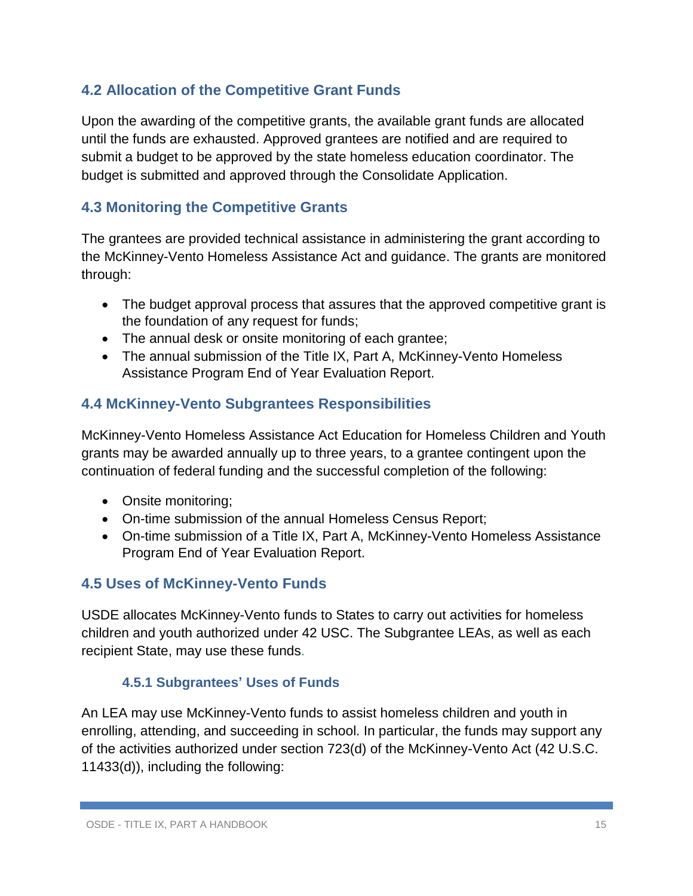## 4.2 Allocation of the Competitive Grant Funds

Upon the awarding of the competitive grants, the available grant funds are allocated until the funds are exhausted. Approved grantees are notified and are required to submit a budget to be approved by the state homeless education coordinator. The budget is submitted and approved through the Consolidate Application.

## 4.3 Monitoring the Competitive Grants

The grantees are provided technical assistance in administering the grant according to the McKinney-Vento Homeless Assistance Act and guidance. The grants are monitored through:

- The budget approval process that assures that the approved competitive grant is the foundation of any request for funds;
- The annual desk or onsite monitoring of each grantee;
- The annual submission of the Title IX, Part A, McKinney-Vento Homeless Assistance Program End of Year Evaluation Report.

## 4.4 McKinney-Vento Subgrantees Responsibilities

McKinney-Vento Homeless Assistance Act Education for Homeless Children and Youth grants may be awarded annually up to three years, to a grantee contingent upon the continuation of federal funding and the successful completion of the following:

- Onsite monitoring;
- On-time submission of the annual Homeless Census Report;
- On-time submission of a Title IX, Part A, McKinney-Vento Homeless Assistance Program End of Year Evaluation Report.

## 4.5 Uses of McKinney-Vento Funds

USDE allocates McKinney-Vento funds to States to carry out activities for homeless children and youth authorized under 42 USC. The Subgrantee LEAs, as well as each recipient State, may use these funds.

### 4.5.1 Subgrantees' Uses of Funds

An LEA may use McKinney-Vento funds to assist homeless children and youth in enrolling, attending, and succeeding in school. In particular, the funds may support any of the activities authorized under section 723(d) of the McKinney-Vento Act (42 U.S.C. 11433(d)), including the following: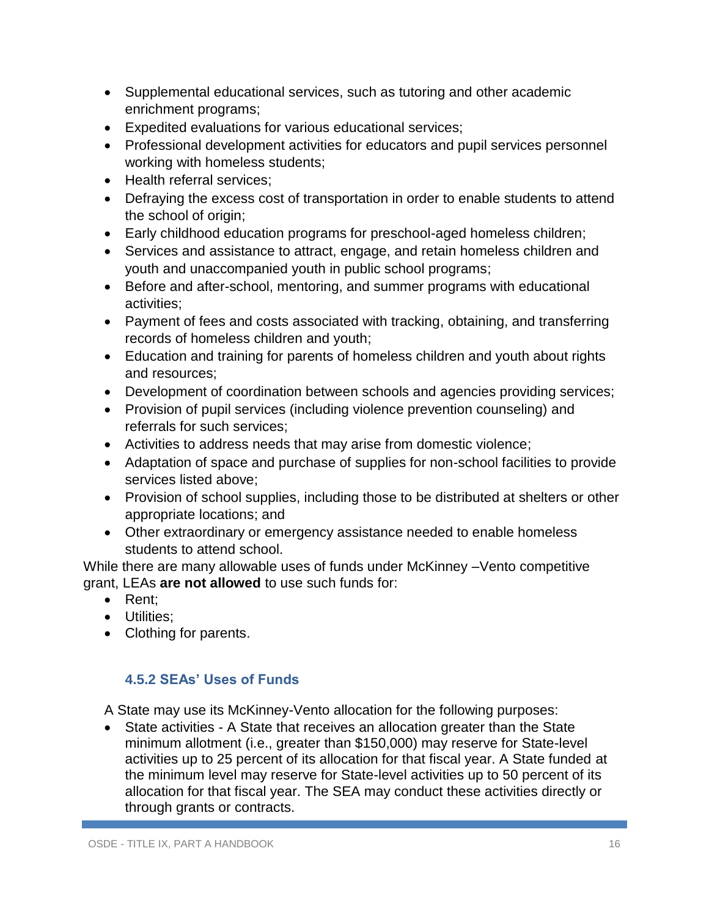- Supplemental educational services, such as tutoring and other academic enrichment programs;
- Expedited evaluations for various educational services;
- Professional development activities for educators and pupil services personnel working with homeless students;
- Health referral services;
- Defraying the excess cost of transportation in order to enable students to attend the school of origin;
- Early childhood education programs for preschool-aged homeless children;
- Services and assistance to attract, engage, and retain homeless children and youth and unaccompanied youth in public school programs;
- Before and after-school, mentoring, and summer programs with educational activities;
- Payment of fees and costs associated with tracking, obtaining, and transferring records of homeless children and youth;
- Education and training for parents of homeless children and youth about rights and resources;
- Development of coordination between schools and agencies providing services;
- Provision of pupil services (including violence prevention counseling) and referrals for such services;
- Activities to address needs that may arise from domestic violence;
- Adaptation of space and purchase of supplies for non-school facilities to provide services listed above;
- Provision of school supplies, including those to be distributed at shelters or other appropriate locations; and
- Other extraordinary or emergency assistance needed to enable homeless students to attend school.

While there are many allowable uses of funds under McKinney –Vento competitive grant, LEAs **are not allowed** to use such funds for:

- Rent;
- Utilities;
- Clothing for parents.

### 4.5.2 SEAs' Uses of Funds

A State may use its McKinney-Vento allocation for the following purposes:

- State activities - A State that receives an allocation greater than the State minimum allotment (i.e., greater than $150,000) may reserve for State-level activities up to 25 percent of its allocation for that fiscal year. A State funded at the minimum level may reserve for State-level activities up to 50 percent of its allocation for that fiscal year. The SEA may conduct these activities directly or through grants or contracts.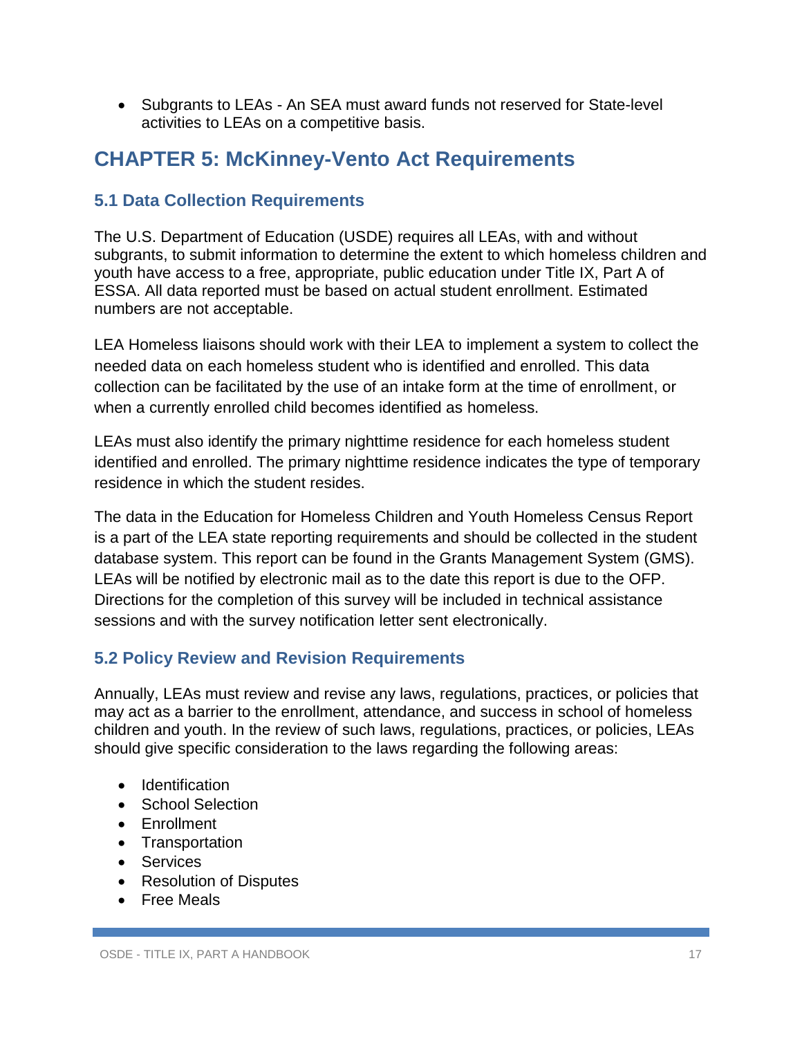- Subgrants to LEAs - An SEA must award funds not reserved for State-level activities to LEAs on a competitive basis.

# CHAPTER 5: McKinney-Vento Act Requirements

## 5.1 Data Collection Requirements

The U.S. Department of Education (USDE) requires all LEAs, with and without subgrants, to submit information to determine the extent to which homeless children and youth have access to a free, appropriate, public education under Title IX, Part A of ESSA. All data reported must be based on actual student enrollment. Estimated numbers are not acceptable.

LEA Homeless liaisons should work with their LEA to implement a system to collect the needed data on each homeless student who is identified and enrolled. This data collection can be facilitated by the use of an intake form at the time of enrollment, or when a currently enrolled child becomes identified as homeless.

LEAs must also identify the primary nighttime residence for each homeless student identified and enrolled. The primary nighttime residence indicates the type of temporary residence in which the student resides.

The data in the Education for Homeless Children and Youth Homeless Census Report is a part of the LEA state reporting requirements and should be collected in the student database system. This report can be found in the Grants Management System (GMS). LEAs will be notified by electronic mail as to the date this report is due to the OFP. Directions for the completion of this survey will be included in technical assistance sessions and with the survey notification letter sent electronically.

## 5.2 Policy Review and Revision Requirements

Annually, LEAs must review and revise any laws, regulations, practices, or policies that may act as a barrier to the enrollment, attendance, and success in school of homeless children and youth. In the review of such laws, regulations, practices, or policies, LEAs should give specific consideration to the laws regarding the following areas:

- Identification
- School Selection
- Enrollment
- Transportation
- Services
- Resolution of Disputes
- Free Meals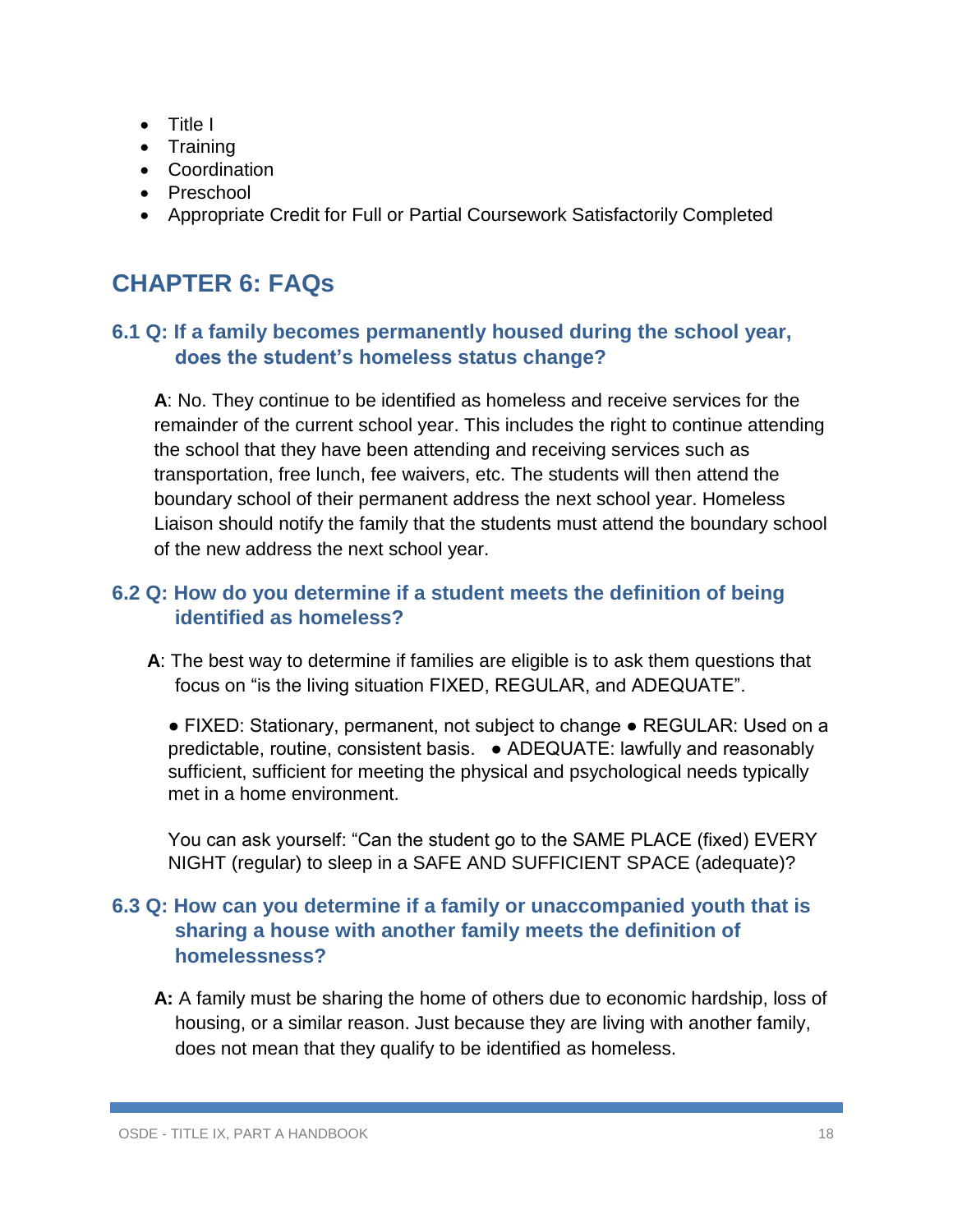- Title I
- Training
- Coordination
- Preschool
- Appropriate Credit for Full or Partial Coursework Satisfactorily Completed

## CHAPTER 6: FAQs

### 6.1 Q: If a family becomes permanently housed during the school year, does the student's homeless status change?

**A**: No. They continue to be identified as homeless and receive services for the remainder of the current school year. This includes the right to continue attending the school that they have been attending and receiving services such as transportation, free lunch, fee waivers, etc. The students will then attend the boundary school of their permanent address the next school year. Homeless Liaison should notify the family that the students must attend the boundary school of the new address the next school year.

### 6.2 Q: How do you determine if a student meets the definition of being identified as homeless?

**A**: The best way to determine if families are eligible is to ask them questions that focus on "is the living situation FIXED, REGULAR, and ADEQUATE".

● FIXED: Stationary, permanent, not subject to change ● REGULAR: Used on a predictable, routine, consistent basis. ● ADEQUATE: lawfully and reasonably sufficient, sufficient for meeting the physical and psychological needs typically met in a home environment.

You can ask yourself: "Can the student go to the SAME PLACE (fixed) EVERY NIGHT (regular) to sleep in a SAFE AND SUFFICIENT SPACE (adequate)?

### 6.3 Q: How can you determine if a family or unaccompanied youth that is sharing a house with another family meets the definition of homelessness?

**A:** A family must be sharing the home of others due to economic hardship, loss of housing, or a similar reason. Just because they are living with another family, does not mean that they qualify to be identified as homeless.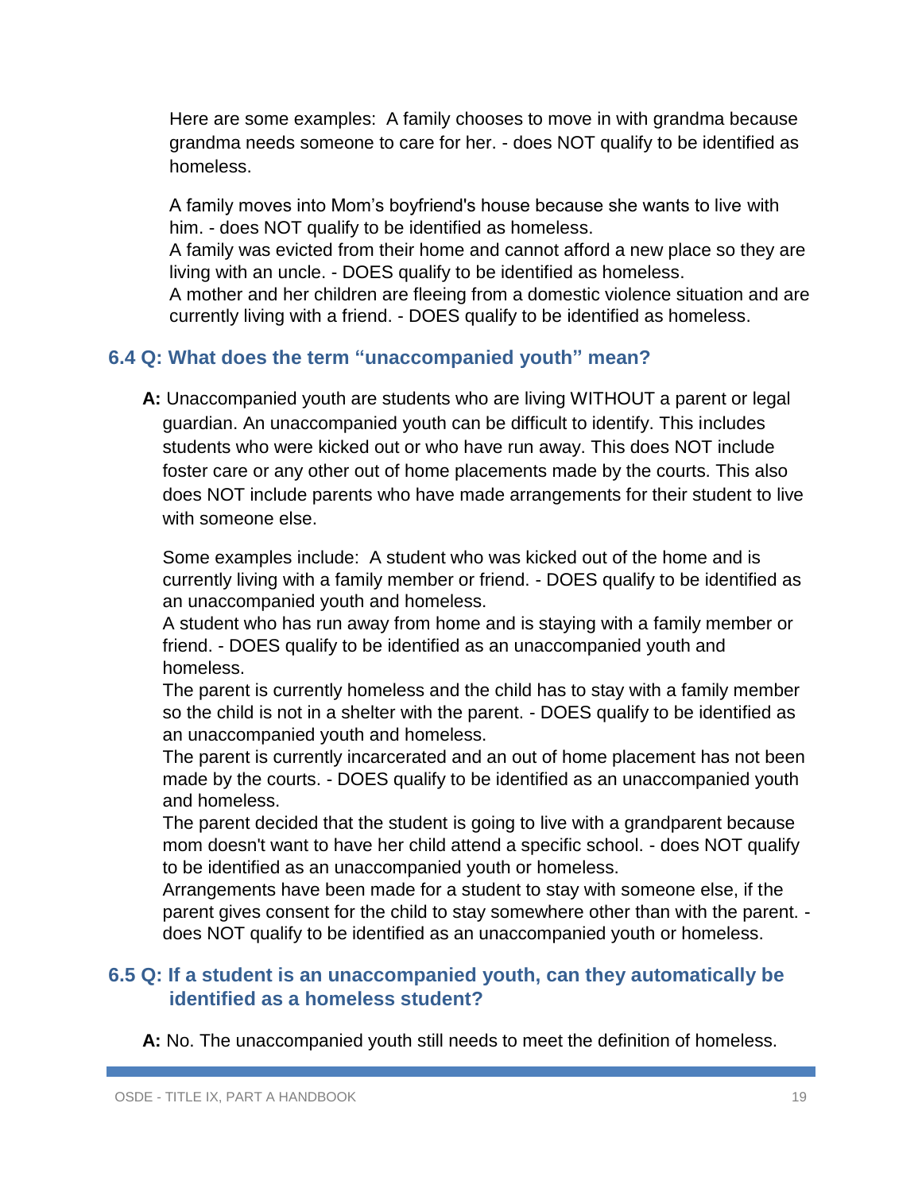Here are some examples: A family chooses to move in with grandma because grandma needs someone to care for her. - does NOT qualify to be identified as homeless.

A family moves into Mom's boyfriend's house because she wants to live with him. - does NOT qualify to be identified as homeless.
A family was evicted from their home and cannot afford a new place so they are living with an uncle. - DOES qualify to be identified as homeless.
A mother and her children are fleeing from a domestic violence situation and are currently living with a friend. - DOES qualify to be identified as homeless.

### 6.4 Q: What does the term "unaccompanied youth" mean?

**A:** Unaccompanied youth are students who are living WITHOUT a parent or legal guardian. An unaccompanied youth can be difficult to identify. This includes students who were kicked out or who have run away. This does NOT include foster care or any other out of home placements made by the courts. This also does NOT include parents who have made arrangements for their student to live with someone else.

Some examples include: A student who was kicked out of the home and is currently living with a family member or friend. - DOES qualify to be identified as an unaccompanied youth and homeless.
A student who has run away from home and is staying with a family member or friend. - DOES qualify to be identified as an unaccompanied youth and homeless.
The parent is currently homeless and the child has to stay with a family member so the child is not in a shelter with the parent. - DOES qualify to be identified as an unaccompanied youth and homeless.
The parent is currently incarcerated and an out of home placement has not been made by the courts. - DOES qualify to be identified as an unaccompanied youth and homeless.
The parent decided that the student is going to live with a grandparent because mom doesn't want to have her child attend a specific school. - does NOT qualify to be identified as an unaccompanied youth or homeless.
Arrangements have been made for a student to stay with someone else, if the parent gives consent for the child to stay somewhere other than with the parent. - does NOT qualify to be identified as an unaccompanied youth or homeless.

### 6.5 Q: If a student is an unaccompanied youth, can they automatically be identified as a homeless student?

**A:** No. The unaccompanied youth still needs to meet the definition of homeless.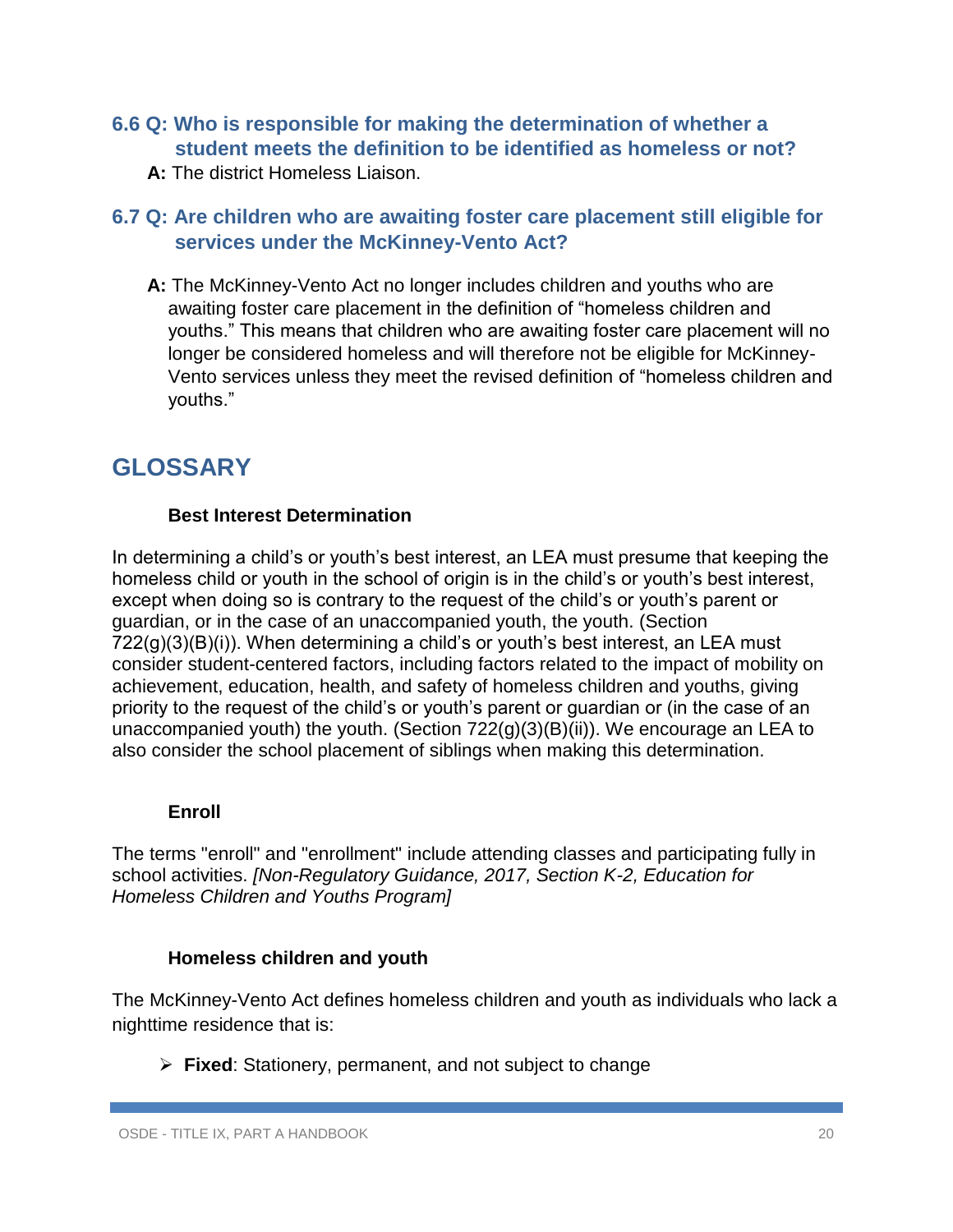### 6.6 Q: Who is responsible for making the determination of whether a student meets the definition to be identified as homeless or not?

**A:** The district Homeless Liaison.

### 6.7 Q: Are children who are awaiting foster care placement still eligible for services under the McKinney-Vento Act?

**A:** The McKinney-Vento Act no longer includes children and youths who are awaiting foster care placement in the definition of "homeless children and youths." This means that children who are awaiting foster care placement will no longer be considered homeless and will therefore not be eligible for McKinney-Vento services unless they meet the revised definition of "homeless children and youths."

## GLOSSARY

**Best Interest Determination**

In determining a child's or youth's best interest, an LEA must presume that keeping the homeless child or youth in the school of origin is in the child's or youth's best interest, except when doing so is contrary to the request of the child's or youth's parent or guardian, or in the case of an unaccompanied youth, the youth. (Section 722(g)(3)(B)(i)). When determining a child's or youth's best interest, an LEA must consider student-centered factors, including factors related to the impact of mobility on achievement, education, health, and safety of homeless children and youths, giving priority to the request of the child's or youth's parent or guardian or (in the case of an unaccompanied youth) the youth. (Section 722(g)(3)(B)(ii)). We encourage an LEA to also consider the school placement of siblings when making this determination.

**Enroll**

The terms "enroll" and "enrollment" include attending classes and participating fully in school activities. *[Non-Regulatory Guidance, 2017, Section K-2, Education for Homeless Children and Youths Program]*

**Homeless children and youth**

The McKinney-Vento Act defines homeless children and youth as individuals who lack a nighttime residence that is:

- **Fixed**: Stationery, permanent, and not subject to change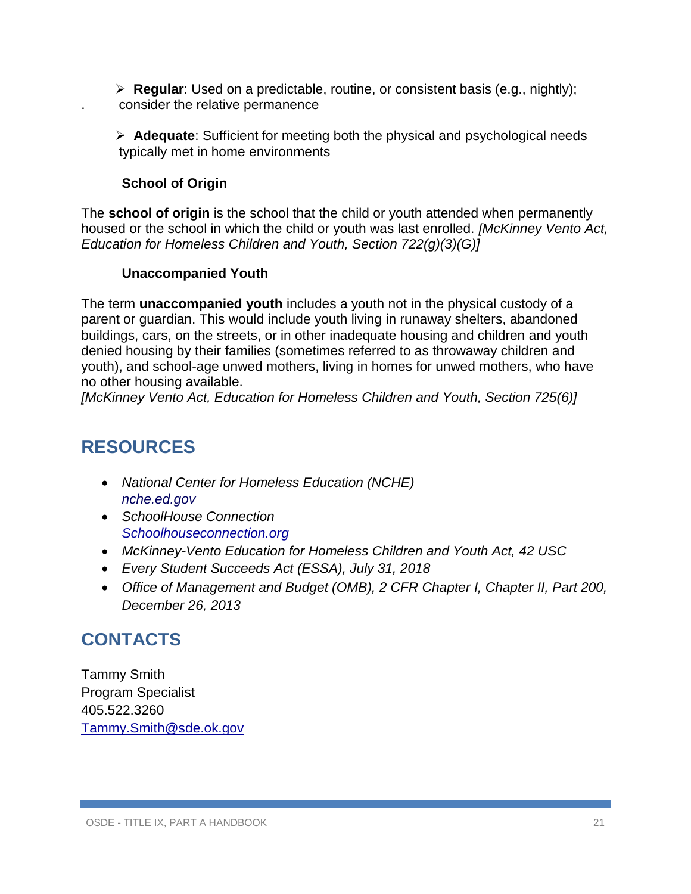- **Regular**: Used on a predictable, routine, or consistent basis (e.g., nightly); consider the relative permanence

- **Adequate**: Sufficient for meeting both the physical and psychological needs typically met in home environments

### School of Origin

The **school of origin** is the school that the child or youth attended when permanently housed or the school in which the child or youth was last enrolled. *[McKinney Vento Act, Education for Homeless Children and Youth, Section 722(g)(3)(G)]*

### Unaccompanied Youth

The term **unaccompanied youth** includes a youth not in the physical custody of a parent or guardian. This would include youth living in runaway shelters, abandoned buildings, cars, on the streets, or in other inadequate housing and children and youth denied housing by their families (sometimes referred to as throwaway children and youth), and school-age unwed mothers, living in homes for unwed mothers, who have no other housing available.
*[McKinney Vento Act, Education for Homeless Children and Youth, Section 725(6)]*

## RESOURCES

- *National Center for Homeless Education (NCHE)*
  *nche.ed.gov*
- *SchoolHouse Connection*
  *Schoolhouseconnection.org*
- *McKinney-Vento Education for Homeless Children and Youth Act, 42 USC*
- *Every Student Succeeds Act (ESSA), July 31, 2018*
- *Office of Management and Budget (OMB), 2 CFR Chapter I, Chapter II, Part 200, December 26, 2013*

## CONTACTS

Tammy Smith
Program Specialist
405.522.3260
Tammy.Smith@sde.ok.gov